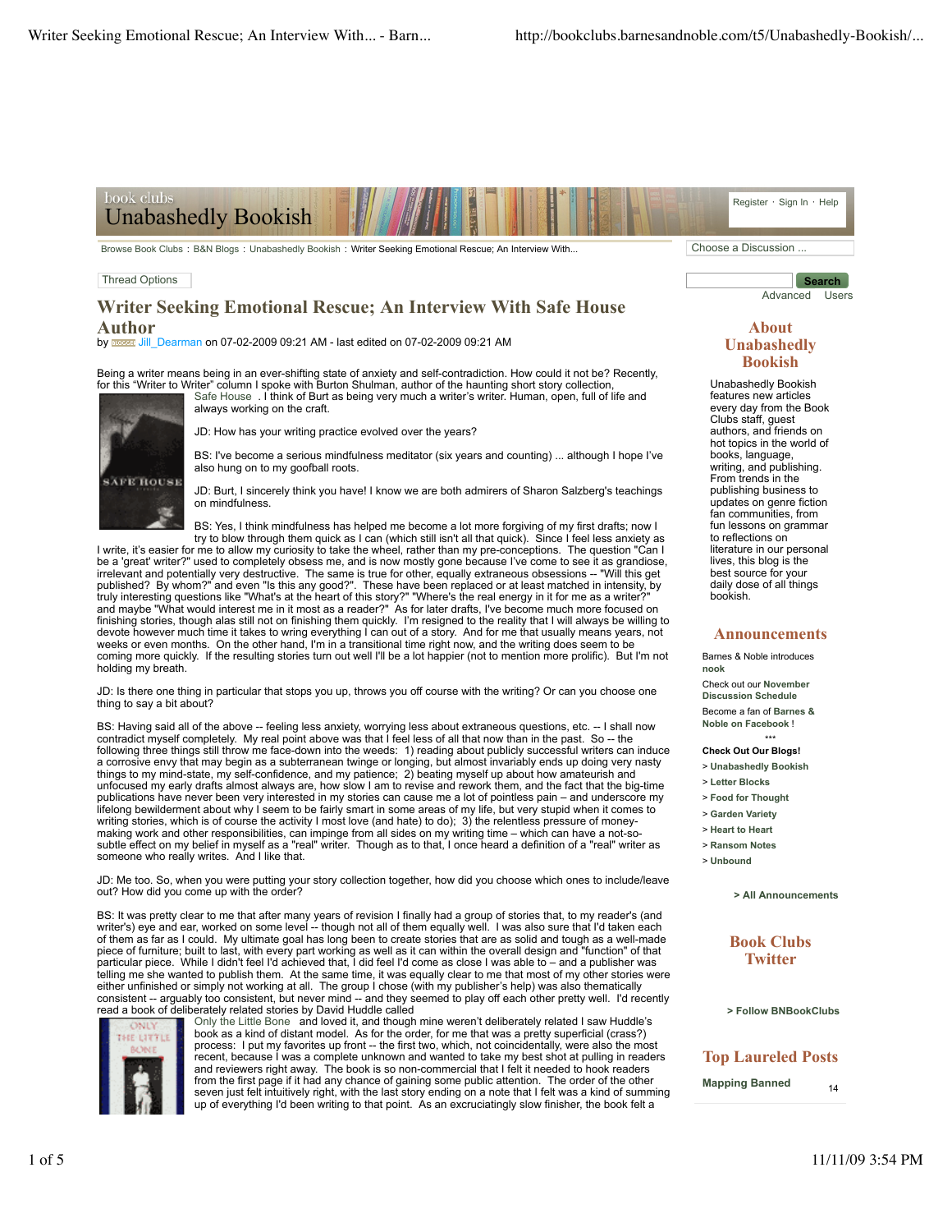book clubs

# Unabashedly Bookish

Register · Sign In · Help

Browse Book Clubs : B&N Blogs : Unabashedly Bookish : Writer Seeking Emotional Rescue; An Interview With...

Choose a Discussion ...

Thread Options

Search
Advanced Users

## Writer Seeking Emotional Rescue; An Interview With Safe House Author

by Jill_Dearman on 07-02-2009 09:21 AM - last edited on 07-02-2009 09:21 AM

Being a writer means being in an ever-shifting state of anxiety and self-contradiction. How could it not be? Recently, for this "Writer to Writer" column I spoke with Burton Shulman, author of the haunting short story collection, Safe House . I think of Burt as being very much a writer's writer. Human, open, full of life and always working on the craft.

JD: How has your writing practice evolved over the years?

BS: I've become a serious mindfulness meditator (six years and counting) ... although I hope I've also hung on to my goofball roots.

JD: Burt, I sincerely think you have! I know we are both admirers of Sharon Salzberg's teachings on mindfulness.

BS: Yes, I think mindfulness has helped me become a lot more forgiving of my first drafts; now I try to blow through them quick as I can (which still isn't all that quick). Since I feel less anxiety as I write, it's easier for me to allow my curiosity to take the wheel, rather than my pre-conceptions. The question "Can I be a 'great' writer?" used to completely obsess me, and is now mostly gone because I've come to see it as grandiose, irrelevant and potentially very destructive. The same is true for other, equally extraneous obsessions -- "Will this get published? By whom?" and even "Is this any good?". These have been replaced or at least matched in intensity, by truly interesting questions like "What's at the heart of this story?" "Where's the real energy in it for me as a writer?" and maybe "What would interest me in it most as a reader?" As for later drafts, I've become much more focused on finishing stories, though alas still not on finishing them quickly. I'm resigned to the reality that I will always be willing to devote however much time it takes to wring everything I can out of a story. And for me that usually means years, not weeks or even months. On the other hand, I'm in a transitional time right now, and the writing does seem to be coming more quickly. If the resulting stories turn out well I'll be a lot happier (not to mention more prolific). But I'm not holding my breath.

JD: Is there one thing in particular that stops you up, throws you off course with the writing? Or can you choose one thing to say a bit about?

BS: Having said all of the above -- feeling less anxiety, worrying less about extraneous questions, etc. -- I shall now contradict myself completely. My real point above was that I feel less of all that now than in the past. So -- the following three things still throw me face-down into the weeds: 1) reading about publicly successful writers can induce a corrosive envy that may begin as a subterranean twinge or longing, but almost invariably ends up doing very nasty things to my mind-state, my self-confidence, and my patience; 2) beating myself up about how amateurish and unfocused my early drafts almost always are, how slow I am to revise and rework them, and the fact that the big-time publications have never been very interested in my stories can cause me a lot of pointless pain – and underscore my lifelong bewilderment about why I seem to be fairly smart in some areas of my life, but very stupid when it comes to writing stories, which is of course the activity I most love (and hate) to do); 3) the relentless pressure of money-making work and other responsibilities, can impinge from all sides on my writing time – which can have a not-so-subtle effect on my belief in myself as a "real" writer. Though as to that, I once heard a definition of a "real" writer as someone who really writes. And I like that.

JD: Me too. So, when you were putting your story collection together, how did you choose which ones to include/leave out? How did you come up with the order?

BS: It was pretty clear to me that after many years of revision I finally had a group of stories that, to my reader's (and writer's) eye and ear, worked on some level -- though not all of them equally well. I was also sure that I'd taken each of them as far as I could. My ultimate goal has long been to create stories that are as solid and tough as a well-made piece of furniture; built to last, with every part working as well as it can within the overall design and "function" of that particular piece. While I didn't feel I'd achieved that, I did feel I'd come as close I was able to – and a publisher was telling me she wanted to publish them. At the same time, it was equally clear to me that most of my other stories were either unfinished or simply not working at all. The group I chose (with my publisher's help) was also thematically consistent -- arguably too consistent, but never mind -- and they seemed to play off each other pretty well. I'd recently read a book of deliberately related stories by David Huddle called Only the Little Bone and loved it, and though mine weren't deliberately related I saw Huddle's book as a kind of distant model. As for the order, for me that was a pretty superficial (crass?) process: I put my favorites up front -- the first two, which, not coincidentally, were also the most recent, because I was a complete unknown and wanted to take my best shot at pulling in readers and reviewers right away. The book is so non-commercial that I felt it needed to hook readers from the first page if it had any chance of gaining some public attention. The order of the other seven just felt intuitively right, with the last story ending on a note that I felt was a kind of summing up of everything I'd been writing to that point. As an excruciatingly slow finisher, the book felt a

### About Unabashedly Bookish

Unabashedly Bookish features new articles every day from the Book Clubs staff, guest authors, and friends on hot topics in the world of books, language, writing, and publishing. From trends in the publishing business to updates on genre fiction fan communities, from fun lessons on grammar to reflections on literature in our personal lives, this blog is the best source for your daily dose of all things bookish.

### Announcements

Barnes & Noble introduces **nook**

Check out our **November Discussion Schedule**

Become a fan of **Barnes & Noble on Facebook !**

\*\*\*

**Check Out Our Blogs!**

- **> Unabashedly Bookish**
- **> Letter Blocks**
- **> Food for Thought**
- **> Garden Variety**
- **> Heart to Heart**
- **> Ransom Notes**
- **> Unbound**

**> All Announcements**

### Book Clubs Twitter

**> Follow BNBookClubs**

### Top Laureled Posts

**Mapping Banned** 14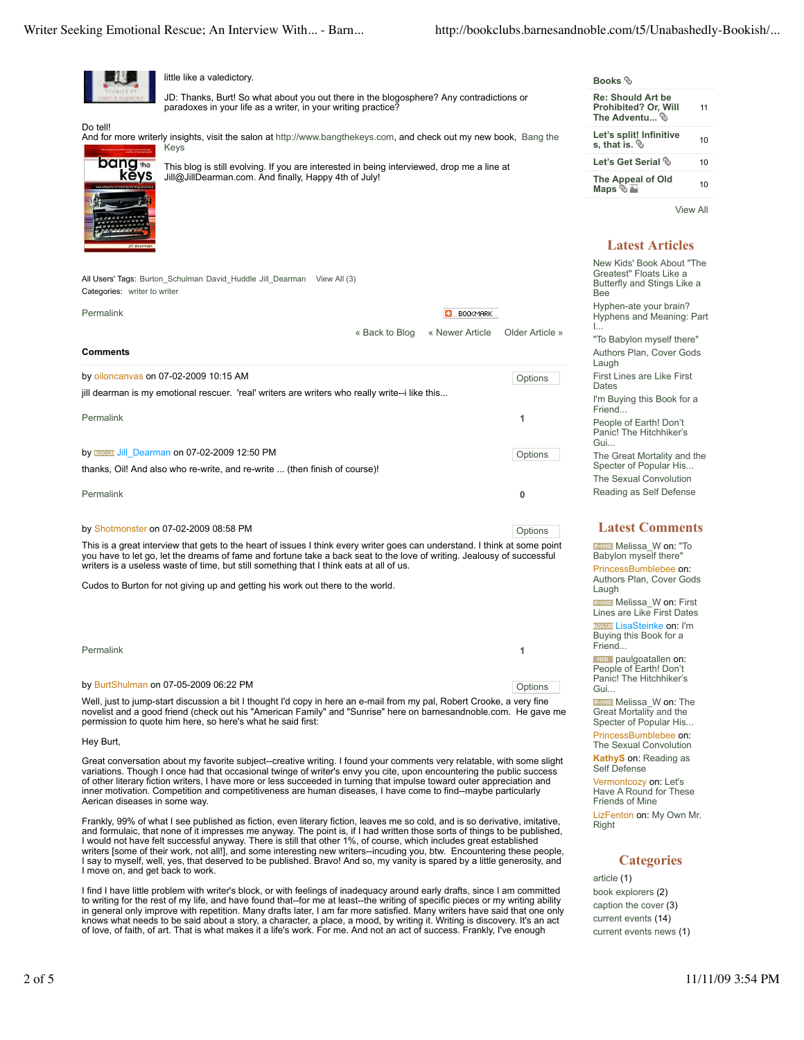little like a valedictory.

JD: Thanks, Burt! So what about you out there in the blogosphere? Any contradictions or paradoxes in your life as a writer, in your writing practice?

Do tell!

And for more writerly insights, visit the salon at http://www.bangthekeys.com, and check out my new book, Bang the Keys

This blog is still evolving. If you are interested in being interviewed, drop me a line at Jill@JillDearman.com. And finally, Happy 4th of July!

All Users' Tags: Burton_Schulman David_Huddle Jill_Dearman View All (3)

Categories: writer to writer

Permalink

BOOKMARK

« Back to Blog « Newer Article Older Article »

**Comments**

by oiloncanvas on 07-02-2009 10:15 AM

Options

jill dearman is my emotional rescuer. 'real' writers are writers who really write--i like this...

Permalink 1

by Jill_Dearman on 07-02-2009 12:50 PM

Options

thanks, Oil! And also who re-write, and re-write ... (then finish of course)!

Permalink 0

by Shotmonster on 07-02-2009 08:58 PM

Options

This is a great interview that gets to the heart of issues I think every writer goes can understand. I think at some point you have to let go, let the dreams of fame and fortune take a back seat to the love of writing. Jealousy of successful writers is a useless waste of time, but still something that I think eats at all of us.

Cudos to Burton for not giving up and getting his work out there to the world.

Permalink 1

by BurtShulman on 07-05-2009 06:22 PM

Options

Well, just to jump-start discussion a bit I thought I'd copy in here an e-mail from my pal, Robert Crooke, a very fine novelist and a good friend (check out his "American Family" and "Sunrise" here on barnesandnoble.com. He gave me permission to quote him here, so here's what he said first:

Hey Burt,

Great conversation about my favorite subject--creative writing. I found your comments very relatable, with some slight variations. Though I once had that occasional twinge of writer's envy you cite, upon encountering the public success of other literary fiction writers, I have more or less succeeded in turning that impulse toward outer appreciation and inner motivation. Competition and competitiveness are human diseases, I have come to find--maybe particularly Aerican diseases in some way.

Frankly, 99% of what I see published as fiction, even literary fiction, leaves me so cold, and is so derivative, imitative, and formulaic, that none of it impresses me anyway. The point is, if I had written those sorts of things to be published, I would not have felt successful anyway. There is still that other 1%, of course, which includes great established writers [some of their work, not all!], and some interesting new writers--incuding you, btw. Encountering these people, I say to myself, well, yes, that deserved to be published. Bravo! And so, my vanity is spared by a little generosity, and I move on, and get back to work.

I find I have little problem with writer's block, or with feelings of inadequacy around early drafts, since I am committed to writing for the rest of my life, and have found that--for me at least--the writing of specific pieces or my writing ability in general only improve with repetition. Many drafts later, I am far more satisfied. Many writers have said that one only knows what needs to be said about a story, a character, a place, a mood, by writing it. Writing is discovery. It's an act of love, of faith, of art. That is what makes it a life's work. For me. And not an act of success. Frankly, I've enough

| Books | |
|---|---|
| Re: Should Art be Prohibited? Or, Will The Adventu... | 11 |
| Let's split! Infinitive s, that is. | 10 |
| Let's Get Serial | 10 |
| The Appeal of Old Maps | 10 |

View All

## Latest Articles

- New Kids' Book About "The Greatest" Floats Like a Butterfly and Stings Like a Bee
- Hyphen-ate your brain? Hyphens and Meaning: Part I...
- "To Babylon myself there"
- Authors Plan, Cover Gods Laugh
- First Lines are Like First Dates
- I'm Buying this Book for a Friend...
- People of Earth! Don't Panic! The Hitchhiker's Gui...
- The Great Mortality and the Specter of Popular His...
- The Sexual Convolution
- Reading as Self Defense

## Latest Comments

- Melissa_W on: "To Babylon myself there"
- PrincessBumblebee on: Authors Plan, Cover Gods Laugh
- Melissa_W on: First Lines are Like First Dates
- LisaSteinke on: I'm Buying this Book for a Friend...
- paulgoatallen on: People of Earth! Don't Panic! The Hitchhiker's Gui...
- Melissa_W on: The Great Mortality and the Specter of Popular His...
- PrincessBumblebee on: The Sexual Convolution
- KathyS on: Reading as Self Defense
- Vermontcozy on: Let's Have A Round for These Friends of Mine
- LizFenton on: My Own Mr. Right

## Categories

- article (1)
- book explorers (2)
- caption the cover (3)
- current events (14)
- current events news (1)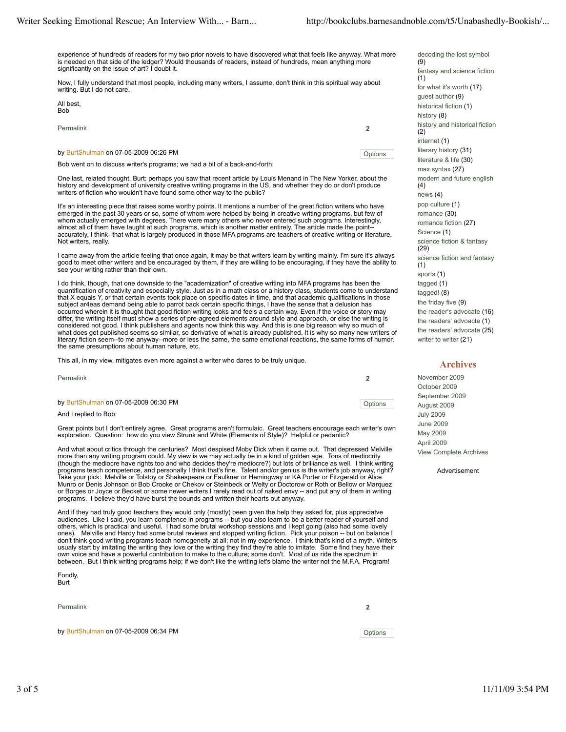experience of hundreds of readers for my two prior novels to have disocvered what that feels like anyway. What more is needed on that side of the ledger? Would thousands of readers, instead of hundreds, mean anything more significantly on the issue of art? I doubt it.

Now, I fully understand that most people, including many writers, I assume, don't think in this spiritual way about writing. But I do not care.

All best,
Bob

Permalink 2

by BurtShulman on 07-05-2009 06:26 PM Options

Bob went on to discuss writer's programs; we had a bit of a back-and-forth:

One last, related thought, Burt: perhaps you saw that recent article by Louis Menand in The New Yorker, about the history and development of university creative writing programs in the US, and whether they do or don't produce writers of fiction who wouldn't have found some other way to the public?

It's an interesting piece that raises some worthy points. It mentions a number of the great fiction writers who have emerged in the past 30 years or so, some of whom were helped by being in creative writing programs, but few of whom actually emerged with degrees. There were many others who never entered such programs. Interestingly, almost all of them have taught at such programs, which is another matter entirely. The article made the point--accurately, I think--that what is largely produced in those MFA programs are teachers of creative writing or literature. Not writers, really.

I came away from the article feeling that once again, it may be that writers learn by writing mainly. I'm sure it's always good to meet other writers and be encouraged by them, if they are willing to be encouraging, if they have the ability to see your writing rather than their own.

I do think, though, that one downside to the "academization" of creative writing into MFA programs has been the quantification of creativity and especially style. Just as in a math class or a history class, students come to understand that X equals Y, or that certain events took place on specific dates in time, and that academic qualifications in those subject ar4eas demand being able to parrot back certain specific things, I have the sense that a delusion has occurred wherein it is thought that good fiction writing looks and feels a certain way. Even if the voice or story may differ, the writing itself must show a series of pre-agreed elements around style and approach, or else the writing is considered not good. I think publishers and agents now think this way. And this is one big reason why so much of what does get published seems so similar, so derivative of what is already published. It is why so many new writers of literary fiction seem--to me anyway--more or less the same, the same emotional reactions, the same forms of humor, the same presumptions about human nature, etc.

This all, in my view, mitigates even more against a writer who dares to be truly unique.

Permalink 2

by BurtShulman on 07-05-2009 06:30 PM Options

And I replied to Bob:

Great points but I don't entirely agree. Great programs aren't formulaic. Great teachers encourage each writer's own exploration. Question: how do you view Strunk and White (Elements of Style)? Helpful or pedantic?

And what about critics through the centuries? Most despised Moby Dick when it came out. That depressed Melville more than any writing program could. My view is we may actually be in a kind of golden age. Tons of mediocrity (though the mediocre have rights too and who decides they're mediocre?) but lots of brilliance as well. I think writing programs teach competence, and personally I think that's fine. Talent and/or genius is the writer's job anyway, right? Take your pick: Melville or Tolstoy or Shakespeare or Faulkner or Hemingway or KA Porter or Fitzgerald or Alice Munro or Denis Johnson or Bob Crooke or Chekov or Steinbeck or Welty or Doctorow or Roth or Bellow or Marquez or Borges or Joyce or Becket or some newer writers I rarely read out of naked envy -- and put any of them in writing programs. I believe they'd have burst the bounds and written their hearts out anyway.

And if they had truly good teachers they would only (mostly) been given the help they asked for, plus appreciatve audiences. Like I said, you learn comptence in programs -- but you also learn to be a better reader of yourself and others, which is practical and useful. I had some brutal workshop sessions and I kept going (also had some lovely ones). Melville and Hardy had some brutal reviews and stopped writing fiction. Pick your poison -- but on balance I don't think good writing programs teach homogeneity at all; not in my experience. I think that's kind of a myth. Writers usualy start by imitating the writing they love or the writing they find they're able to imitate. Some find they have their own voice and have a powerful contribution to make to the culture; some don't. Most of us ride the spectrum in between. But I think writing programs help; if we don't like the writing let's blame the writer not the M.F.A. Program!

Fondly,
Burt

Permalink 2

by BurtShulman on 07-05-2009 06:34 PM Options

---

decoding the lost symbol (9)
fantasy and science fiction (1)
for what it's worth (17)
guest author (9)
historical fiction (1)
history (8)
history and historical fiction (2)
internet (1)
literary history (31)
literature & life (30)
max syntax (27)
modern and future english (4)
news (4)
pop culture (1)
romance (30)
romance fiction (27)
Science (1)
science fiction & fantasy (29)
science fiction and fantasy (1)
sports (1)
tagged (1)
tagged! (8)
the friday five (9)
the reader's advocate (16)
the readers' advocate (1)
the readers' advocate (25)
writer to writer (21)

## Archives

November 2009
October 2009
September 2009
August 2009
July 2009
June 2009
May 2009
April 2009
View Complete Archives

Advertisement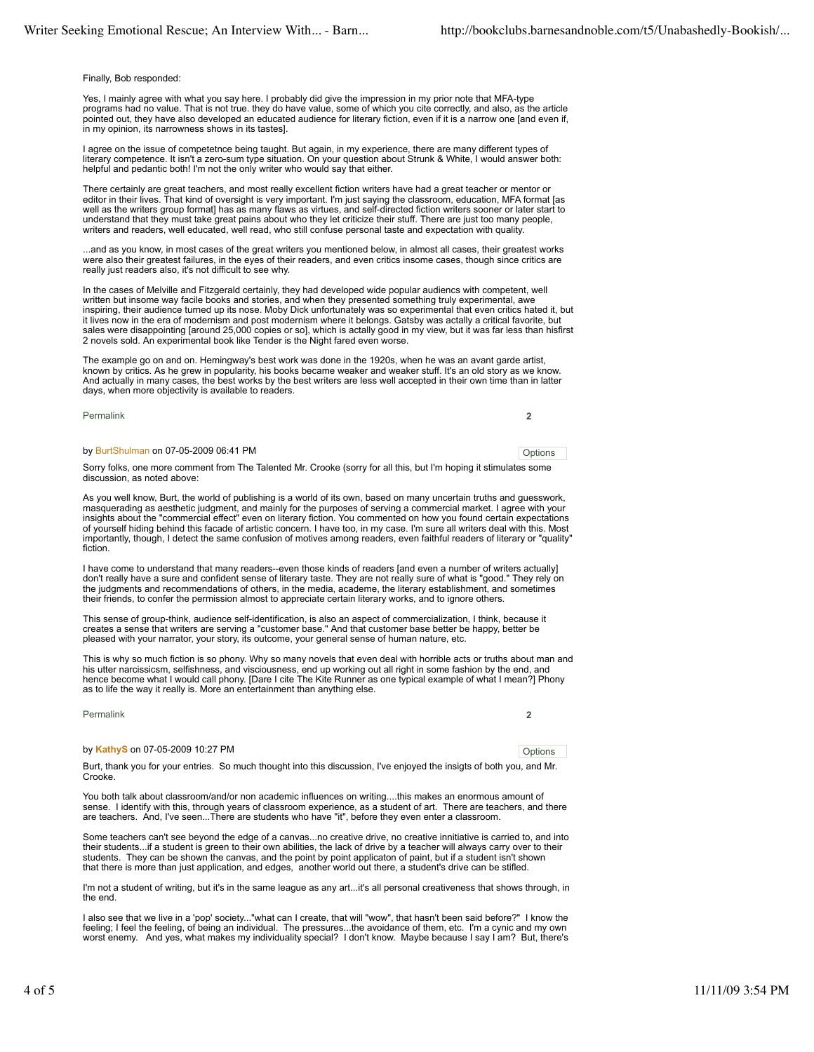Finally, Bob responded:

Yes, I mainly agree with what you say here. I probably did give the impression in my prior note that MFA-type programs had no value. That is not true. they do have value, some of which you cite correctly, and also, as the article pointed out, they have also developed an educated audience for literary fiction, even if it is a narrow one [and even if, in my opinion, its narrowness shows in its tastes].

I agree on the issue of competetnce being taught. But again, in my experience, there are many different types of literary competence. It isn't a zero-sum type situation. On your question about Strunk & White, I would answer both: helpful and pedantic both! I'm not the only writer who would say that either.

There certainly are great teachers, and most really excellent fiction writers have had a great teacher or mentor or editor in their lives. That kind of oversight is very important. I'm just saying the classroom, education, MFA format [as well as the writers group format] has as many flaws as virtues, and self-directed fiction writers sooner or later start to understand that they must take great pains about who they let criticize their stuff. There are just too many people, writers and readers, well educated, well read, who still confuse personal taste and expectation with quality.

...and as you know, in most cases of the great writers you mentioned below, in almost all cases, their greatest works were also their greatest failures, in the eyes of their readers, and even critics insome cases, though since critics are really just readers also, it's not difficult to see why.

In the cases of Melville and Fitzgerald certainly, they had developed wide popular audiencs with competent, well written but insome way facile books and stories, and when they presented something truly experimental, awe inspiring, their audience turned up its nose. Moby Dick unfortunately was so experimental that even critics hated it, but it lives now in the era of modernism and post modernism where it belongs. Gatsby was actally a critical favorite, but sales were disappointing [around 25,000 copies or so], which is actally good in my view, but it was far less than hisfirst 2 novels sold. An experimental book like Tender is the Night fared even worse.

The example go on and on. Hemingway's best work was done in the 1920s, when he was an avant garde artist, known by critics. As he grew in popularity, his books became weaker and weaker stuff. It's an old story as we know. And actually in many cases, the best works by the best writers are less well accepted in their own time than in latter days, when more objectivity is available to readers.

Permalink 2

by BurtShulman on 07-05-2009 06:41 PM

Sorry folks, one more comment from The Talented Mr. Crooke (sorry for all this, but I'm hoping it stimulates some discussion, as noted above:

As you well know, Burt, the world of publishing is a world of its own, based on many uncertain truths and guesswork, masquerading as aesthetic judgment, and mainly for the purposes of serving a commercial market. I agree with your insights about the "commercial effect" even on literary fiction. You commented on how you found certain expectations of yourself hiding behind this facade of artistic concern. I have too, in my case. I'm sure all writers deal with this. Most importantly, though, I detect the same confusion of motives among readers, even faithful readers of literary or "quality" fiction.

I have come to understand that many readers--even those kinds of readers [and even a number of writers actually] don't really have a sure and confident sense of literary taste. They are not really sure of what is "good." They rely on the judgments and recommendations of others, in the media, academe, the literary establishment, and sometimes their friends, to confer the permission almost to appreciate certain literary works, and to ignore others.

This sense of group-think, audience self-identification, is also an aspect of commercialization, I think, because it creates a sense that writers are serving a "customer base." And that customer base better be happy, better be pleased with your narrator, your story, its outcome, your general sense of human nature, etc.

This is why so much fiction is so phony. Why so many novels that even deal with horrible acts or truths about man and his utter narcissicsm, selfishness, and visciousness, end up working out all right in some fashion by the end, and hence become what I would call phony. [Dare I cite The Kite Runner as one typical example of what I mean?] Phony as to life the way it really is. More an entertainment than anything else.

Permalink 2

by **KathyS** on 07-05-2009 10:27 PM

Burt, thank you for your entries. So much thought into this discussion, I've enjoyed the insigts of both you, and Mr. Crooke.

You both talk about classroom/and/or non academic influences on writing....this makes an enormous amount of sense. I identify with this, through years of classroom experience, as a student of art. There are teachers, and there are teachers. And, I've seen...There are students who have "it", before they even enter a classroom.

Some teachers can't see beyond the edge of a canvas...no creative drive, no creative initiative is carried to, and into their students...if a student is green to their own abilities, the lack of drive by a teacher will always carry over to their students. They can be shown the canvas, and the point by point applicaton of paint, but if a student isn't shown that there is more than just application, and edges, another world out there, a student's drive can be stifled.

I'm not a student of writing, but it's in the same league as any art...it's all personal creativeness that shows through, in the end.

I also see that we live in a 'pop' society..."what can I create, that will "wow", that hasn't been said before?" I know the feeling; I feel the feeling, of being an individual. The pressures...the avoidance of them, etc. I'm a cynic and my own worst enemy. And yes, what makes my individuality special? I don't know. Maybe because I say I am? But, there's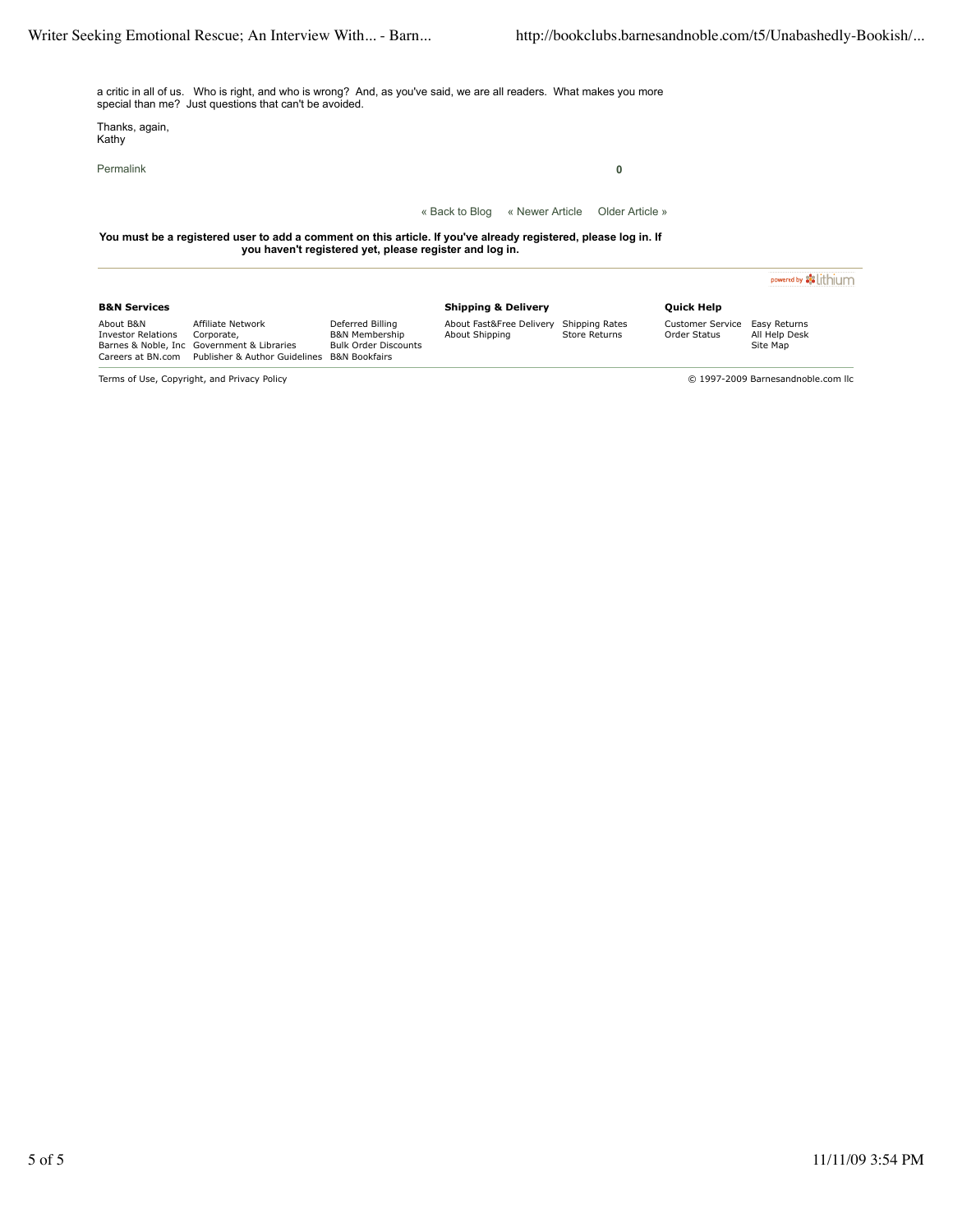a critic in all of us.  Who is right, and who is wrong?  And, as you've said, we are all readers.  What makes you more special than me?  Just questions that can't be avoided.

Thanks, again,
Kathy

Permalink 0

« Back to Blog « Newer Article Older Article »

**You must be a registered user to add a comment on this article. If you've already registered, please log in. If you haven't registered yet, please register and log in.**

powered by lithium

**B&N Services**

About B&N
Investor Relations
Barnes & Noble, Inc
Careers at BN.com
Affiliate Network
Corporate,
Government & Libraries
Publisher & Author Guidelines
Deferred Billing
B&N Membership
Bulk Order Discounts
B&N Bookfairs

**Shipping & Delivery**

About Fast&Free Delivery
About Shipping
Shipping Rates
Store Returns

**Quick Help**

Customer Service
Order Status
Easy Returns
All Help Desk
Site Map

Terms of Use, Copyright, and Privacy Policy

© 1997-2009 Barnesandnoble.com llc